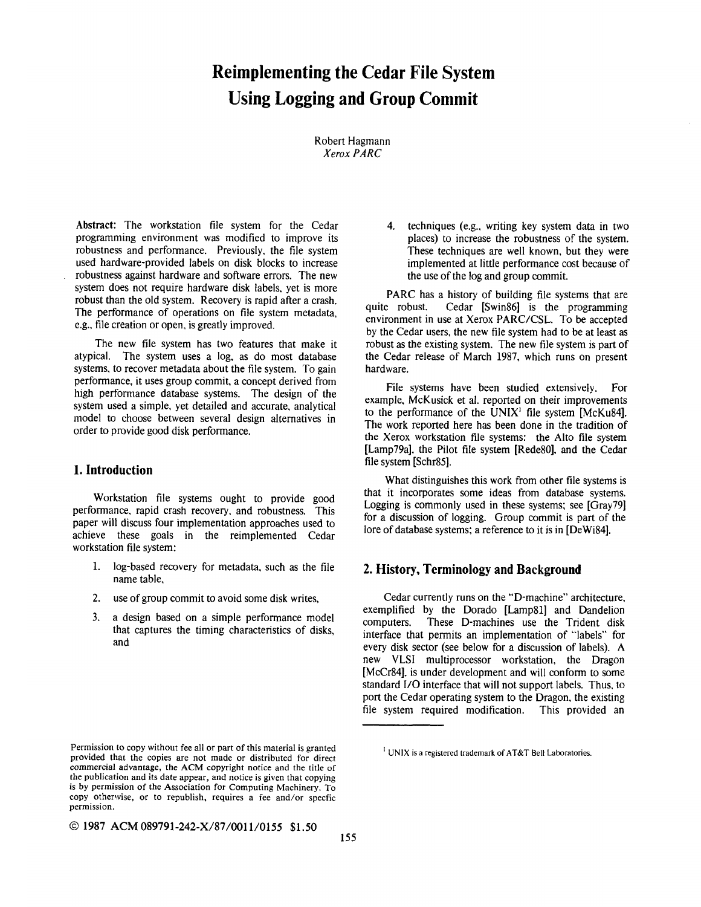# Reimplementing the Cedar File System Using Logging and Group Commit

Robert Hagmann
*Xerox PARC*

**Abstract:** The workstation file system for the Cedar programming environment was modified to improve its robustness and performance. Previously, the file system used hardware-provided labels on disk blocks to increase robustness against hardware and software errors. The new system does not require hardware disk labels, yet is more robust than the old system. Recovery is rapid after a crash. The performance of operations on file system metadata, e.g., file creation or open, is greatly improved.

The new file system has two features that make it atypical. The system uses a log, as do most database systems, to recover metadata about the file system. To gain performance, it uses group commit, a concept derived from high performance database systems. The design of the system used a simple, yet detailed and accurate, analytical model to choose between several design alternatives in order to provide good disk performance.

## 1. Introduction

Workstation file systems ought to provide good performance, rapid crash recovery, and robustness. This paper will discuss four implementation approaches used to achieve these goals in the reimplemented Cedar workstation file system:

1. log-based recovery for metadata, such as the file name table,
2. use of group commit to avoid some disk writes,
3. a design based on a simple performance model that captures the timing characteristics of disks, and
4. techniques (e.g., writing key system data in two places) to increase the robustness of the system. These techniques are well known, but they were implemented at little performance cost because of the use of the log and group commit.

PARC has a history of building file systems that are quite robust. Cedar [Swin86] is the programming environment in use at Xerox PARC/CSL. To be accepted by the Cedar users, the new file system had to be at least as robust as the existing system. The new file system is part of the Cedar release of March 1987, which runs on present hardware.

File systems have been studied extensively. For example, McKusick et al. reported on their improvements to the performance of the UNIX[1] file system [McKu84]. The work reported here has been done in the tradition of the Xerox workstation file systems: the Alto file system [Lamp79a], the Pilot file system [Rede80], and the Cedar file system [Schr85].

What distinguishes this work from other file systems is that it incorporates some ideas from database systems. Logging is commonly used in these systems; see [Gray79] for a discussion of logging. Group commit is part of the lore of database systems; a reference to it is in [DeWi84].

## 2. History, Terminology and Background

Cedar currently runs on the "D-machine" architecture, exemplified by the Dorado [Lamp81] and Dandelion computers. These D-machines use the Trident disk interface that permits an implementation of "labels" for every disk sector (see below for a discussion of labels). A new VLSI multiprocessor workstation, the Dragon [McCr84], is under development and will conform to some standard I/O interface that will not support labels. Thus, to port the Cedar operating system to the Dragon, the existing file system required modification. This provided an

[1] UNIX is a registered trademark of AT&T Bell Laboratories.

Permission to copy without fee all or part of this material is granted provided that the copies are not made or distributed for direct commercial advantage, the ACM copyright notice and the title of the publication and its date appear, and notice is given that copying is by permission of the Association for Computing Machinery. To copy otherwise, or to republish, requires a fee and/or specfic permission.

© 1987 ACM 089791-242-X/87/0011/0155 $1.50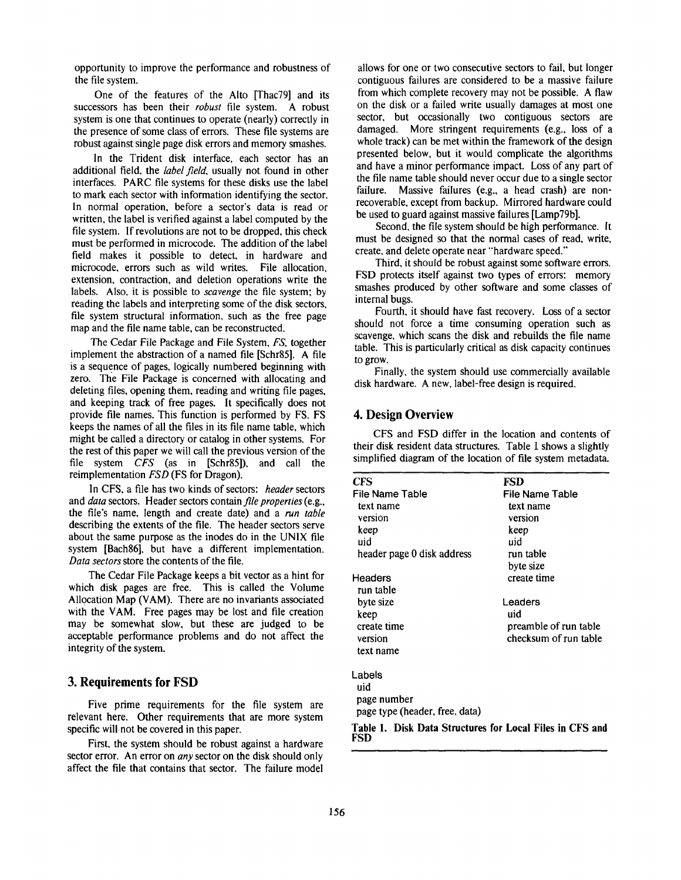opportunity to improve the performance and robustness of the file system.

One of the features of the Alto [Thac79] and its successors has been their *robust* file system. A robust system is one that continues to operate (nearly) correctly in the presence of some class of errors. These file systems are robust against single page disk errors and memory smashes.

In the Trident disk interface, each sector has an additional field, the *label field*, usually not found in other interfaces. PARC file systems for these disks use the label to mark each sector with information identifying the sector. In normal operation, before a sector's data is read or written, the label is verified against a label computed by the file system. If revolutions are not to be dropped, this check must be performed in microcode. The addition of the label field makes it possible to detect, in hardware and microcode, errors such as wild writes. File allocation, extension, contraction, and deletion operations write the labels. Also, it is possible to *scavenge* the file system; by reading the labels and interpreting some of the disk sectors, file system structural information, such as the free page map and the file name table, can be reconstructed.

The Cedar File Package and File System, *FS*, together implement the abstraction of a named file [Schr85]. A file is a sequence of pages, logically numbered beginning with zero. The File Package is concerned with allocating and deleting files, opening them, reading and writing file pages, and keeping track of free pages. It specifically does not provide file names. This function is performed by FS. FS keeps the names of all the files in its file name table, which might be called a directory or catalog in other systems. For the rest of this paper we will call the previous version of the file system *CFS* (as in [Schr85]), and call the reimplementation *FSD* (FS for Dragon).

In CFS, a file has two kinds of sectors: *header* sectors and *data* sectors. Header sectors contain *file properties* (e.g., the file's name, length and create date) and a *run table* describing the extents of the file. The header sectors serve about the same purpose as the inodes do in the UNIX file system [Bach86], but have a different implementation. *Data sectors* store the contents of the file.

The Cedar File Package keeps a bit vector as a hint for which disk pages are free. This is called the Volume Allocation Map (VAM). There are no invariants associated with the VAM. Free pages may be lost and file creation may be somewhat slow, but these are judged to be acceptable performance problems and do not affect the integrity of the system.

## 3. Requirements for FSD

Five prime requirements for the file system are relevant here. Other requirements that are more system specific will not be covered in this paper.

First, the system should be robust against a hardware sector error. An error on *any* sector on the disk should only affect the file that contains that sector. The failure model allows for one or two consecutive sectors to fail, but longer contiguous failures are considered to be a massive failure from which complete recovery may not be possible. A flaw on the disk or a failed write usually damages at most one sector, but occasionally two contiguous sectors are damaged. More stringent requirements (e.g., loss of a whole track) can be met within the framework of the design presented below, but it would complicate the algorithms and have a minor performance impact. Loss of any part of the file name table should never occur due to a single sector failure. Massive failures (e.g., a head crash) are non-recoverable, except from backup. Mirrored hardware could be used to guard against massive failures [Lamp79b].

Second, the file system should be high performance. It must be designed so that the normal cases of read, write, create, and delete operate near "hardware speed."

Third, it should be robust against some software errors. FSD protects itself against two types of errors: memory smashes produced by other software and some classes of internal bugs.

Fourth, it should have fast recovery. Loss of a sector should not force a time consuming operation such as scavenge, which scans the disk and rebuilds the file name table. This is particularly critical as disk capacity continues to grow.

Finally, the system should use commercially available disk hardware. A new, label-free design is required.

## 4. Design Overview

CFS and FSD differ in the location and contents of their disk resident data structures. Table 1 shows a slightly simplified diagram of the location of file system metadata.

| CFS | FSD |
|---|---|
| **File Name Table** | **File Name Table** |
| text name | text name |
| version | version |
| keep | keep |
| uid | uid |
| header page 0 disk address | run table |
| | byte size |
| **Headers** | create time |
| run table | |
| byte size | **Leaders** |
| keep | uid |
| create time | preamble of run table |
| version | checksum of run table |
| text name | |
| | |
| **Labels** | |
| uid | |
| page number | |
| page type (header, free, data) | |

**Table 1. Disk Data Structures for Local Files in CFS and FSD**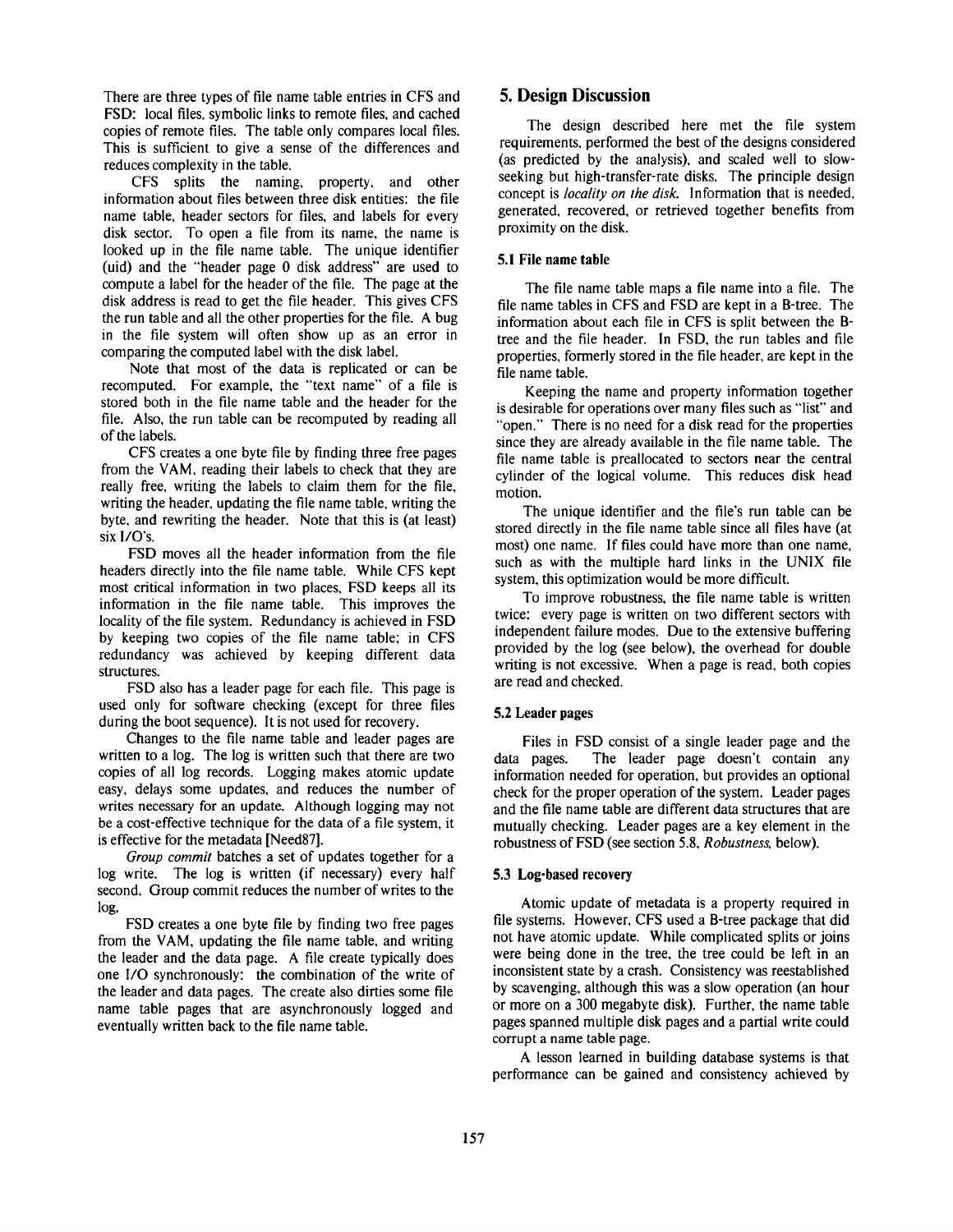There are three types of file name table entries in CFS and FSD: local files, symbolic links to remote files, and cached copies of remote files. The table only compares local files. This is sufficient to give a sense of the differences and reduces complexity in the table.

CFS splits the naming, property, and other information about files between three disk entities: the file name table, header sectors for files, and labels for every disk sector. To open a file from its name, the name is looked up in the file name table. The unique identifier (uid) and the "header page 0 disk address" are used to compute a label for the header of the file. The page at the disk address is read to get the file header. This gives CFS the run table and all the other properties for the file. A bug in the file system will often show up as an error in comparing the computed label with the disk label.

Note that most of the data is replicated or can be recomputed. For example, the "text name" of a file is stored both in the file name table and the header for the file. Also, the run table can be recomputed by reading all of the labels.

CFS creates a one byte file by finding three free pages from the VAM, reading their labels to check that they are really free, writing the labels to claim them for the file, writing the header, updating the file name table, writing the byte, and rewriting the header. Note that this is (at least) six I/O's.

FSD moves all the header information from the file headers directly into the file name table. While CFS kept most critical information in two places, FSD keeps all its information in the file name table. This improves the locality of the file system. Redundancy is achieved in FSD by keeping two copies of the file name table; in CFS redundancy was achieved by keeping different data structures.

FSD also has a leader page for each file. This page is used only for software checking (except for three files during the boot sequence). It is not used for recovery.

Changes to the file name table and leader pages are written to a log. The log is written such that there are two copies of all log records. Logging makes atomic update easy, delays some updates, and reduces the number of writes necessary for an update. Although logging may not be a cost-effective technique for the data of a file system, it is effective for the metadata [Need87].

*Group commit* batches a set of updates together for a log write. The log is written (if necessary) every half second. Group commit reduces the number of writes to the log.

FSD creates a one byte file by finding two free pages from the VAM, updating the file name table, and writing the leader and the data page. A file create typically does one I/O synchronously: the combination of the write of the leader and data pages. The create also dirties some file name table pages that are asynchronously logged and eventually written back to the file name table.

## 5. Design Discussion

The design described here met the file system requirements, performed the best of the designs considered (as predicted by the analysis), and scaled well to slow-seeking but high-transfer-rate disks. The principle design concept is *locality on the disk.* Information that is needed, generated, recovered, or retrieved together benefits from proximity on the disk.

### 5.1 File name table

The file name table maps a file name into a file. The file name tables in CFS and FSD are kept in a B-tree. The information about each file in CFS is split between the B-tree and the file header. In FSD, the run tables and file properties, formerly stored in the file header, are kept in the file name table.

Keeping the name and property information together is desirable for operations over many files such as "list" and "open." There is no need for a disk read for the properties since they are already available in the file name table. The file name table is preallocated to sectors near the central cylinder of the logical volume. This reduces disk head motion.

The unique identifier and the file's run table can be stored directly in the file name table since all files have (at most) one name. If files could have more than one name, such as with the multiple hard links in the UNIX file system, this optimization would be more difficult.

To improve robustness, the file name table is written twice: every page is written on two different sectors with independent failure modes. Due to the extensive buffering provided by the log (see below), the overhead for double writing is not excessive. When a page is read, both copies are read and checked.

### 5.2 Leader pages

Files in FSD consist of a single leader page and the data pages. The leader page doesn't contain any information needed for operation, but provides an optional check for the proper operation of the system. Leader pages and the file name table are different data structures that are mutually checking. Leader pages are a key element in the robustness of FSD (see section 5.8, *Robustness*, below).

### 5.3 Log-based recovery

Atomic update of metadata is a property required in file systems. However, CFS used a B-tree package that did not have atomic update. While complicated splits or joins were being done in the tree, the tree could be left in an inconsistent state by a crash. Consistency was reestablished by scavenging, although this was a slow operation (an hour or more on a 300 megabyte disk). Further, the name table pages spanned multiple disk pages and a partial write could corrupt a name table page.

A lesson learned in building database systems is that performance can be gained and consistency achieved by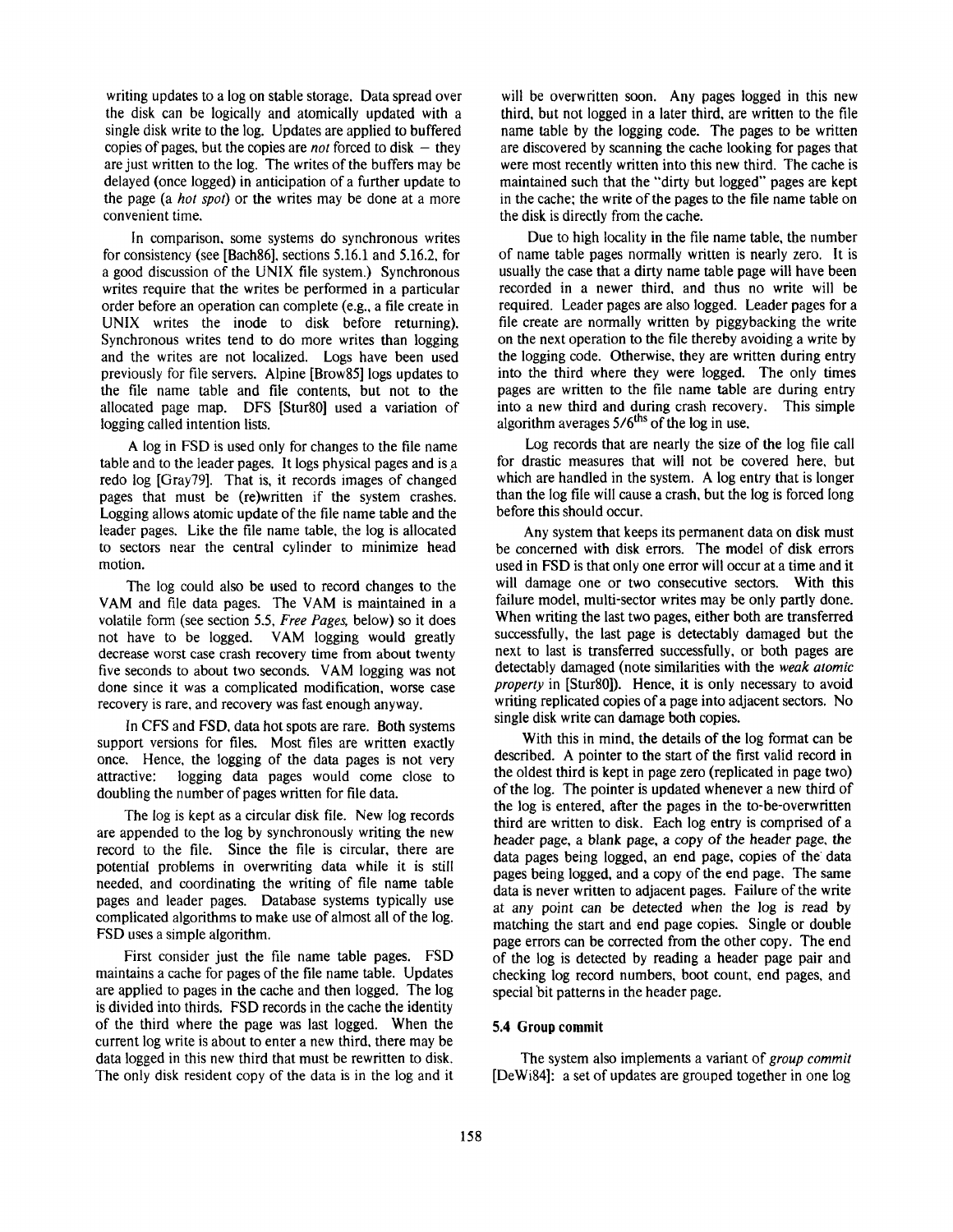writing updates to a log on stable storage. Data spread over the disk can be logically and atomically updated with a single disk write to the log. Updates are applied to buffered copies of pages, but the copies are *not* forced to disk – they are just written to the log. The writes of the buffers may be delayed (once logged) in anticipation of a further update to the page (a *hot spot*) or the writes may be done at a more convenient time.

In comparison, some systems do synchronous writes for consistency (see [Bach86], sections 5.16.1 and 5.16.2, for a good discussion of the UNIX file system.) Synchronous writes require that the writes be performed in a particular order before an operation can complete (e.g., a file create in UNIX writes the inode to disk before returning). Synchronous writes tend to do more writes than logging and the writes are not localized. Logs have been used previously for file servers. Alpine [Brow85] logs updates to the file name table and file contents, but not to the allocated page map. DFS [Stur80] used a variation of logging called intention lists.

A log in FSD is used only for changes to the file name table and to the leader pages. It logs physical pages and is a redo log [Gray79]. That is, it records images of changed pages that must be (re)written if the system crashes. Logging allows atomic update of the file name table and the leader pages. Like the file name table, the log is allocated to sectors near the central cylinder to minimize head motion.

The log could also be used to record changes to the VAM and file data pages. The VAM is maintained in a volatile form (see section 5.5, *Free Pages*, below) so it does not have to be logged. VAM logging would greatly decrease worst case crash recovery time from about twenty five seconds to about two seconds. VAM logging was not done since it was a complicated modification, worse case recovery is rare, and recovery was fast enough anyway.

In CFS and FSD, data hot spots are rare. Both systems support versions for files. Most files are written exactly once. Hence, the logging of the data pages is not very attractive: logging data pages would come close to doubling the number of pages written for file data.

The log is kept as a circular disk file. New log records are appended to the log by synchronously writing the new record to the file. Since the file is circular, there are potential problems in overwriting data while it is still needed, and coordinating the writing of file name table pages and leader pages. Database systems typically use complicated algorithms to make use of almost all of the log. FSD uses a simple algorithm.

First consider just the file name table pages. FSD maintains a cache for pages of the file name table. Updates are applied to pages in the cache and then logged. The log is divided into thirds. FSD records in the cache the identity of the third where the page was last logged. When the current log write is about to enter a new third, there may be data logged in this new third that must be rewritten to disk. The only disk resident copy of the data is in the log and it will be overwritten soon. Any pages logged in this new third, but not logged in a later third, are written to the file name table by the logging code. The pages to be written are discovered by scanning the cache looking for pages that were most recently written into this new third. The cache is maintained such that the "dirty but logged" pages are kept in the cache; the write of the pages to the file name table on the disk is directly from the cache.

Due to high locality in the file name table, the number of name table pages normally written is nearly zero. It is usually the case that a dirty name table page will have been recorded in a newer third, and thus no write will be required. Leader pages are also logged. Leader pages for a file create are normally written by piggybacking the write on the next operation to the file thereby avoiding a write by the logging code. Otherwise, they are written during entry into the third where they were logged. The only times pages are written to the file name table are during entry into a new third and during crash recovery. This simple algorithm averages 5/6<sup>ths</sup> of the log in use.

Log records that are nearly the size of the log file call for drastic measures that will not be covered here, but which are handled in the system. A log entry that is longer than the log file will cause a crash, but the log is forced long before this should occur.

Any system that keeps its permanent data on disk must be concerned with disk errors. The model of disk errors used in FSD is that only one error will occur at a time and it will damage one or two consecutive sectors. With this failure model, multi-sector writes may be only partly done. When writing the last two pages, either both are transferred successfully, the last page is detectably damaged but the next to last is transferred successfully, or both pages are detectably damaged (note similarities with the *weak atomic property* in [Stur80]). Hence, it is only necessary to avoid writing replicated copies of a page into adjacent sectors. No single disk write can damage both copies.

With this in mind, the details of the log format can be described. A pointer to the start of the first valid record in the oldest third is kept in page zero (replicated in page two) of the log. The pointer is updated whenever a new third of the log is entered, after the pages in the to-be-overwritten third are written to disk. Each log entry is comprised of a header page, a blank page, a copy of the header page, the data pages being logged, an end page, copies of the data pages being logged, and a copy of the end page. The same data is never written to adjacent pages. Failure of the write at any point can be detected when the log is read by matching the start and end page copies. Single or double page errors can be corrected from the other copy. The end of the log is detected by reading a header page pair and checking log record numbers, boot count, end pages, and special bit patterns in the header page.

### 5.4 Group commit

The system also implements a variant of *group commit* [DeWi84]: a set of updates are grouped together in one log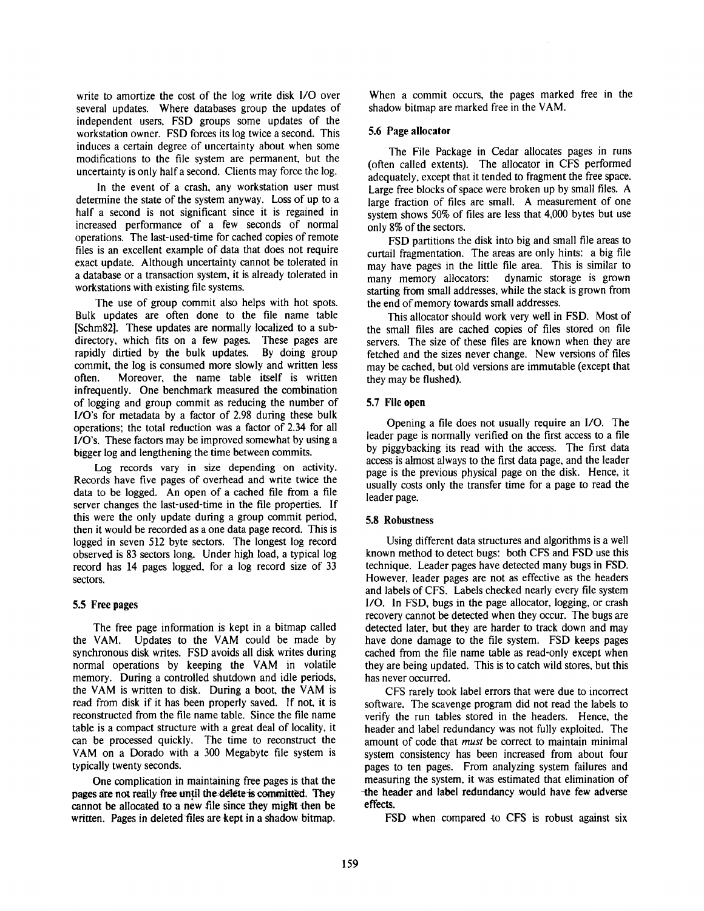write to amortize the cost of the log write disk I/O over several updates. Where databases group the updates of independent users, FSD groups some updates of the workstation owner. FSD forces its log twice a second. This induces a certain degree of uncertainty about when some modifications to the file system are permanent, but the uncertainty is only half a second. Clients may force the log.

In the event of a crash, any workstation user must determine the state of the system anyway. Loss of up to a half a second is not significant since it is regained in increased performance of a few seconds of normal operations. The last-used-time for cached copies of remote files is an excellent example of data that does not require exact update. Although uncertainty cannot be tolerated in a database or a transaction system, it is already tolerated in workstations with existing file systems.

The use of group commit also helps with hot spots. Bulk updates are often done to the file name table [Schm82]. These updates are normally localized to a subdirectory, which fits on a few pages. These pages are rapidly dirtied by the bulk updates. By doing group commit, the log is consumed more slowly and written less often. Moreover, the name table itself is written infrequently. One benchmark measured the combination of logging and group commit as reducing the number of I/O's for metadata by a factor of 2.98 during these bulk operations; the total reduction was a factor of 2.34 for all I/O's. These factors may be improved somewhat by using a bigger log and lengthening the time between commits.

Log records vary in size depending on activity. Records have five pages of overhead and write twice the data to be logged. An open of a cached file from a file server changes the last-used-time in the file properties. If this were the only update during a group commit period, then it would be recorded as a one data page record. This is logged in seven 512 byte sectors. The longest log record observed is 83 sectors long. Under high load, a typical log record has 14 pages logged, for a log record size of 33 sectors.

### 5.5 Free pages

The free page information is kept in a bitmap called the VAM. Updates to the VAM could be made by synchronous disk writes. FSD avoids all disk writes during normal operations by keeping the VAM in volatile memory. During a controlled shutdown and idle periods, the VAM is written to disk. During a boot, the VAM is read from disk if it has been properly saved. If not, it is reconstructed from the file name table. Since the file name table is a compact structure with a great deal of locality, it can be processed quickly. The time to reconstruct the VAM on a Dorado with a 300 Megabyte file system is typically twenty seconds.

One complication in maintaining free pages is that the pages are not really free until the delete is committed. They cannot be allocated to a new file since they might then be written. Pages in deleted files are kept in a shadow bitmap. When a commit occurs, the pages marked free in the shadow bitmap are marked free in the VAM.

### 5.6 Page allocator

The File Package in Cedar allocates pages in runs (often called extents). The allocator in CFS performed adequately, except that it tended to fragment the free space. Large free blocks of space were broken up by small files. A large fraction of files are small. A measurement of one system shows 50% of files are less that 4,000 bytes but use only 8% of the sectors.

FSD partitions the disk into big and small file areas to curtail fragmentation. The areas are only hints: a big file may have pages in the little file area. This is similar to many memory allocators: dynamic storage is grown starting from small addresses, while the stack is grown from the end of memory towards small addresses.

This allocator should work very well in FSD. Most of the small files are cached copies of files stored on file servers. The size of these files are known when they are fetched and the sizes never change. New versions of files may be cached, but old versions are immutable (except that they may be flushed).

### 5.7 File open

Opening a file does not usually require an I/O. The leader page is normally verified on the first access to a file by piggybacking its read with the access. The first data access is almost always to the first data page, and the leader page is the previous physical page on the disk. Hence, it usually costs only the transfer time for a page to read the leader page.

### 5.8 Robustness

Using different data structures and algorithms is a well known method to detect bugs: both CFS and FSD use this technique. Leader pages have detected many bugs in FSD. However, leader pages are not as effective as the headers and labels of CFS. Labels checked nearly every file system I/O. In FSD, bugs in the page allocator, logging, or crash recovery cannot be detected when they occur. The bugs are detected later, but they are harder to track down and may have done damage to the file system. FSD keeps pages cached from the file name table as read-only except when they are being updated. This is to catch wild stores, but this has never occurred.

CFS rarely took label errors that were due to incorrect software. The scavenge program did not read the labels to verify the run tables stored in the headers. Hence, the header and label redundancy was not fully exploited. The amount of code that *must* be correct to maintain minimal system consistency has been increased from about four pages to ten pages. From analyzing system failures and measuring the system, it was estimated that elimination of the header and label redundancy would have few adverse effects.

FSD when compared to CFS is robust against six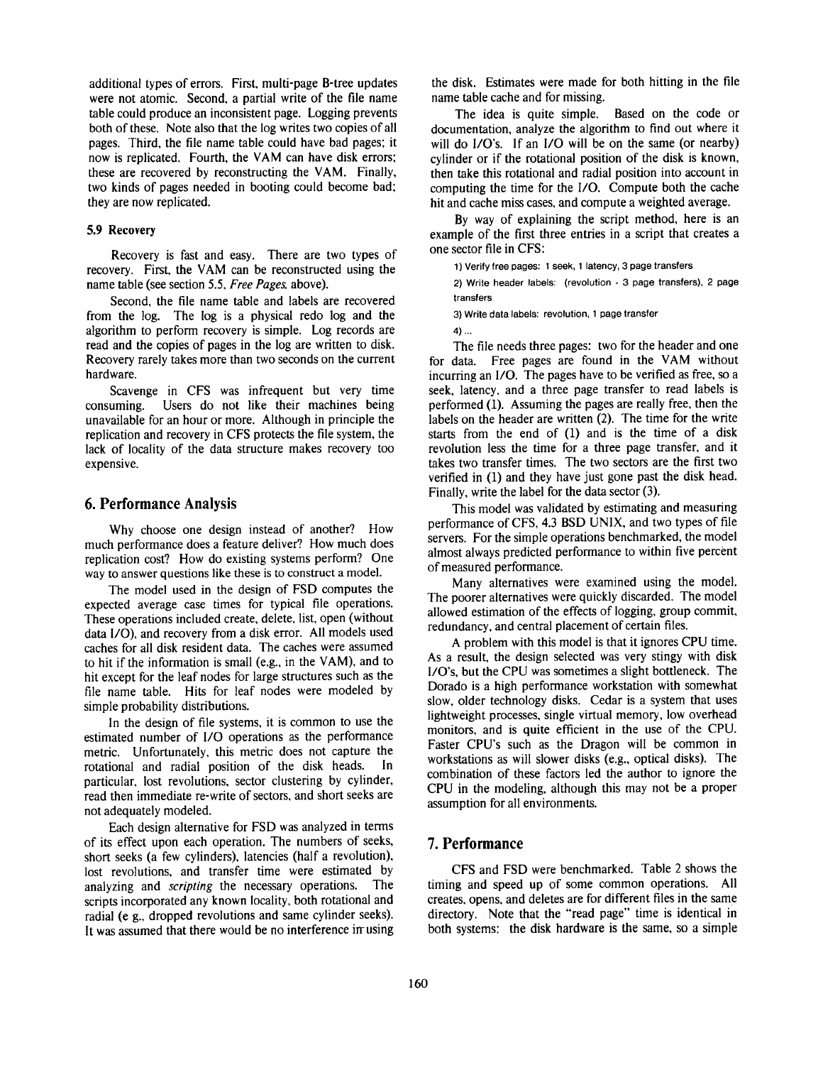additional types of errors. First, multi-page B-tree updates were not atomic. Second, a partial write of the file name table could produce an inconsistent page. Logging prevents both of these. Note also that the log writes two copies of all pages. Third, the file name table could have bad pages; it now is replicated. Fourth, the VAM can have disk errors; these are recovered by reconstructing the VAM. Finally, two kinds of pages needed in booting could become bad; they are now replicated.

### 5.9 Recovery

Recovery is fast and easy. There are two types of recovery. First, the VAM can be reconstructed using the name table (see section 5.5, *Free Pages*, above).

Second, the file name table and labels are recovered from the log. The log is a physical redo log and the algorithm to perform recovery is simple. Log records are read and the copies of pages in the log are written to disk. Recovery rarely takes more than two seconds on the current hardware.

Scavenge in CFS was infrequent but very time consuming. Users do not like their machines being unavailable for an hour or more. Although in principle the replication and recovery in CFS protects the file system, the lack of locality of the data structure makes recovery too expensive.

## 6. Performance Analysis

Why choose one design instead of another? How much performance does a feature deliver? How much does replication cost? How do existing systems perform? One way to answer questions like these is to construct a model.

The model used in the design of FSD computes the expected average case times for typical file operations. These operations included create, delete, list, open (without data I/O), and recovery from a disk error. All models used caches for all disk resident data. The caches were assumed to hit if the information is small (e.g., in the VAM), and to hit except for the leaf nodes for large structures such as the file name table. Hits for leaf nodes were modeled by simple probability distributions.

In the design of file systems, it is common to use the estimated number of I/O operations as the performance metric. Unfortunately, this metric does not capture the rotational and radial position of the disk heads. In particular, lost revolutions, sector clustering by cylinder, read then immediate re-write of sectors, and short seeks are not adequately modeled.

Each design alternative for FSD was analyzed in terms of its effect upon each operation. The numbers of seeks, short seeks (a few cylinders), latencies (half a revolution), lost revolutions, and transfer time were estimated by analyzing and *scripting* the necessary operations. The scripts incorporated any known locality, both rotational and radial (e g., dropped revolutions and same cylinder seeks). It was assumed that there would be no interference in using the disk. Estimates were made for both hitting in the file name table cache and for missing.

The idea is quite simple. Based on the code or documentation, analyze the algorithm to find out where it will do I/O's. If an I/O will be on the same (or nearby) cylinder or if the rotational position of the disk is known, then take this rotational and radial position into account in computing the time for the I/O. Compute both the cache hit and cache miss cases, and compute a weighted average.

By way of explaining the script method, here is an example of the first three entries in a script that creates a one sector file in CFS:

1) Verify free pages: 1 seek, 1 latency, 3 page transfers

2) Write header labels: (revolution - 3 page transfers), 2 page transfers

3) Write data labels: revolution, 1 page transfer

4) ...

The file needs three pages: two for the header and one for data. Free pages are found in the VAM without incurring an I/O. The pages have to be verified as free, so a seek, latency, and a three page transfer to read labels is performed (1). Assuming the pages are really free, then the labels on the header are written (2). The time for the write starts from the end of (1) and is the time of a disk revolution less the time for a three page transfer, and it takes two transfer times. The two sectors are the first two verified in (1) and they have just gone past the disk head. Finally, write the label for the data sector (3).

This model was validated by estimating and measuring performance of CFS, 4.3 BSD UNIX, and two types of file servers. For the simple operations benchmarked, the model almost always predicted performance to within five percent of measured performance.

Many alternatives were examined using the model. The poorer alternatives were quickly discarded. The model allowed estimation of the effects of logging, group commit, redundancy, and central placement of certain files.

A problem with this model is that it ignores CPU time. As a result, the design selected was very stingy with disk I/O's, but the CPU was sometimes a slight bottleneck. The Dorado is a high performance workstation with somewhat slow, older technology disks. Cedar is a system that uses lightweight processes, single virtual memory, low overhead monitors, and is quite efficient in the use of the CPU. Faster CPU's such as the Dragon will be common in workstations as will slower disks (e.g., optical disks). The combination of these factors led the author to ignore the CPU in the modeling, although this may not be a proper assumption for all environments.

## 7. Performance

CFS and FSD were benchmarked. Table 2 shows the timing and speed up of some common operations. All creates, opens, and deletes are for different files in the same directory. Note that the "read page" time is identical in both systems: the disk hardware is the same, so a simple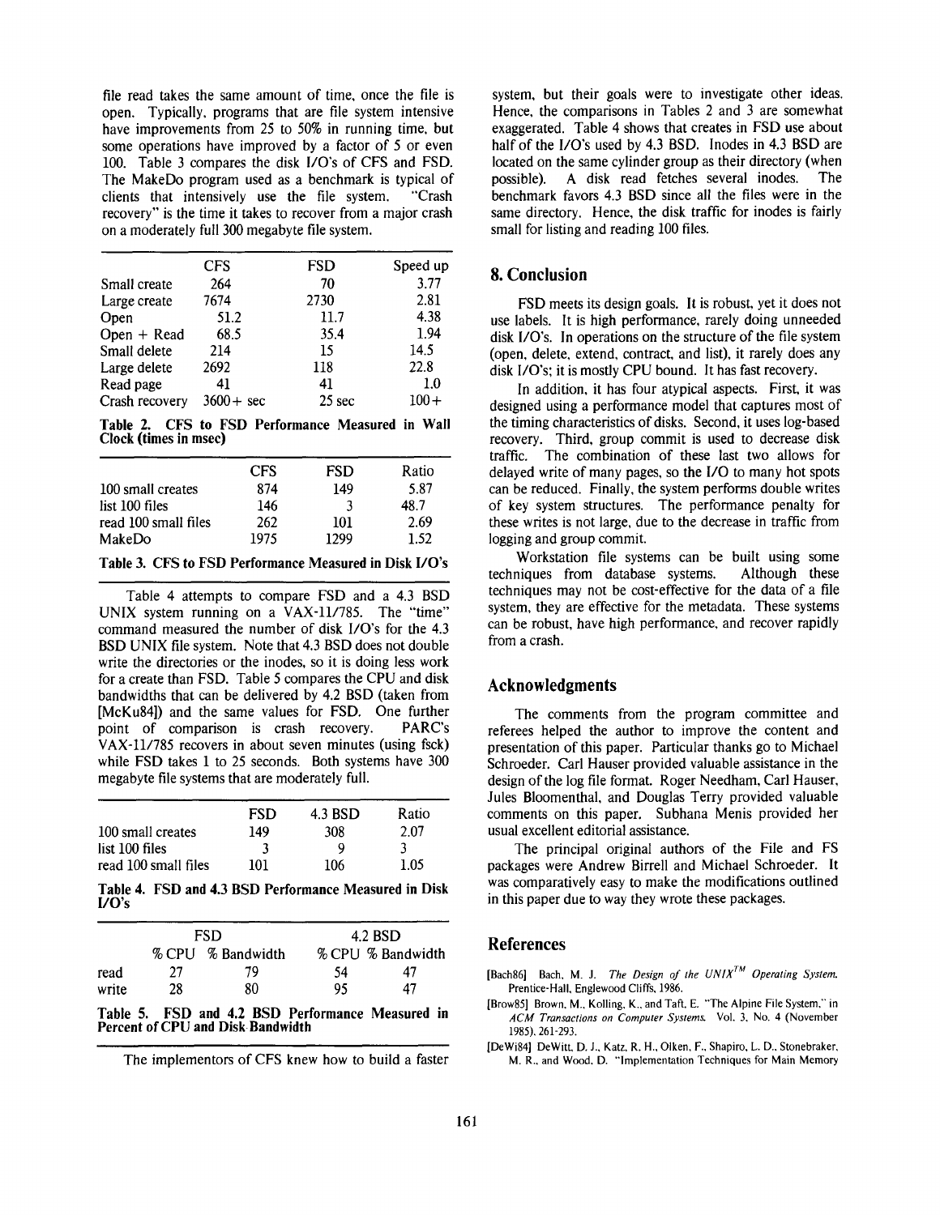file read takes the same amount of time, once the file is open. Typically, programs that are file system intensive have improvements from 25 to 50% in running time, but some operations have improved by a factor of 5 or even 100. Table 3 compares the disk I/O's of CFS and FSD. The MakeDo program used as a benchmark is typical of clients that intensively use the file system. "Crash recovery" is the time it takes to recover from a major crash on a moderately full 300 megabyte file system.

| | CFS | FSD | Speed up |
|---|---|---|---|
| Small create | 264 | 70 | 3.77 |
| Large create | 7674 | 2730 | 2.81 |
| Open | 51.2 | 11.7 | 4.38 |
| Open + Read | 68.5 | 35.4 | 1.94 |
| Small delete | 214 | 15 | 14.5 |
| Large delete | 2692 | 118 | 22.8 |
| Read page | 41 | 41 | 1.0 |
| Crash recovery | 3600+ sec | 25 sec | 100+ |

**Table 2. CFS to FSD Performance Measured in Wall Clock (times in msec)**

| | CFS | FSD | Ratio |
|---|---|---|---|
| 100 small creates | 874 | 149 | 5.87 |
| list 100 files | 146 | 3 | 48.7 |
| read 100 small files | 262 | 101 | 2.69 |
| MakeDo | 1975 | 1299 | 1.52 |

**Table 3. CFS to FSD Performance Measured in Disk I/O's**

Table 4 attempts to compare FSD and a 4.3 BSD UNIX system running on a VAX-11/785. The "time" command measured the number of disk I/O's for the 4.3 BSD UNIX file system. Note that 4.3 BSD does not double write the directories or the inodes, so it is doing less work for a create than FSD. Table 5 compares the CPU and disk bandwidths that can be delivered by 4.2 BSD (taken from [McKu84]) and the same values for FSD. One further point of comparison is crash recovery. PARC's VAX-11/785 recovers in about seven minutes (using fsck) while FSD takes 1 to 25 seconds. Both systems have 300 megabyte file systems that are moderately full.

| | FSD | 4.3 BSD | Ratio |
|---|---|---|---|
| 100 small creates | 149 | 308 | 2.07 |
| list 100 files | 3 | 9 | 3 |
| read 100 small files | 101 | 106 | 1.05 |

**Table 4. FSD and 4.3 BSD Performance Measured in Disk I/O's**

| | FSD | | 4.2 BSD | |
|---|---|---|---|---|
| | % CPU | % Bandwidth | % CPU | % Bandwidth |
| read | 27 | 79 | 54 | 47 |
| write | 28 | 80 | 95 | 47 |

**Table 5. FSD and 4.2 BSD Performance Measured in Percent of CPU and Disk Bandwidth**

The implementors of CFS knew how to build a faster system, but their goals were to investigate other ideas. Hence, the comparisons in Tables 2 and 3 are somewhat exaggerated. Table 4 shows that creates in FSD use about half of the I/O's used by 4.3 BSD. Inodes in 4.3 BSD are located on the same cylinder group as their directory (when possible). A disk read fetches several inodes. The benchmark favors 4.3 BSD since all the files were in the same directory. Hence, the disk traffic for inodes is fairly small for listing and reading 100 files.

## 8. Conclusion

FSD meets its design goals. It is robust, yet it does not use labels. It is high performance, rarely doing unneeded disk I/O's. In operations on the structure of the file system (open, delete, extend, contract, and list), it rarely does any disk I/O's; it is mostly CPU bound. It has fast recovery.

In addition, it has four atypical aspects. First, it was designed using a performance model that captures most of the timing characteristics of disks. Second, it uses log-based recovery. Third, group commit is used to decrease disk traffic. The combination of these last two allows for delayed write of many pages, so the I/O to many hot spots can be reduced. Finally, the system performs double writes of key system structures. The performance penalty for these writes is not large, due to the decrease in traffic from logging and group commit.

Workstation file systems can be built using some techniques from database systems. Although these techniques may not be cost-effective for the data of a file system, they are effective for the metadata. These systems can be robust, have high performance, and recover rapidly from a crash.

## Acknowledgments

The comments from the program committee and referees helped the author to improve the content and presentation of this paper. Particular thanks go to Michael Schroeder. Carl Hauser provided valuable assistance in the design of the log file format. Roger Needham, Carl Hauser, Jules Bloomenthal, and Douglas Terry provided valuable comments on this paper. Subhana Menis provided her usual excellent editorial assistance.

The principal original authors of the File and FS packages were Andrew Birrell and Michael Schroeder. It was comparatively easy to make the modifications outlined in this paper due to way they wrote these packages.

## References

[Bach86] Bach, M. J. *The Design of the UNIX™ Operating System.* Prentice-Hall, Englewood Cliffs, 1986.

[Brow85] Brown, M., Kolling, K., and Taft, E. "The Alpine File System," in *ACM Transactions on Computer Systems.* Vol. 3, No. 4 (November 1985), 261-293.

[DeWi84] DeWitt, D. J., Katz, R. H., Olken, F., Shapiro, L. D., Stonebraker, M. R., and Wood, D. "Implementation Techniques for Main Memory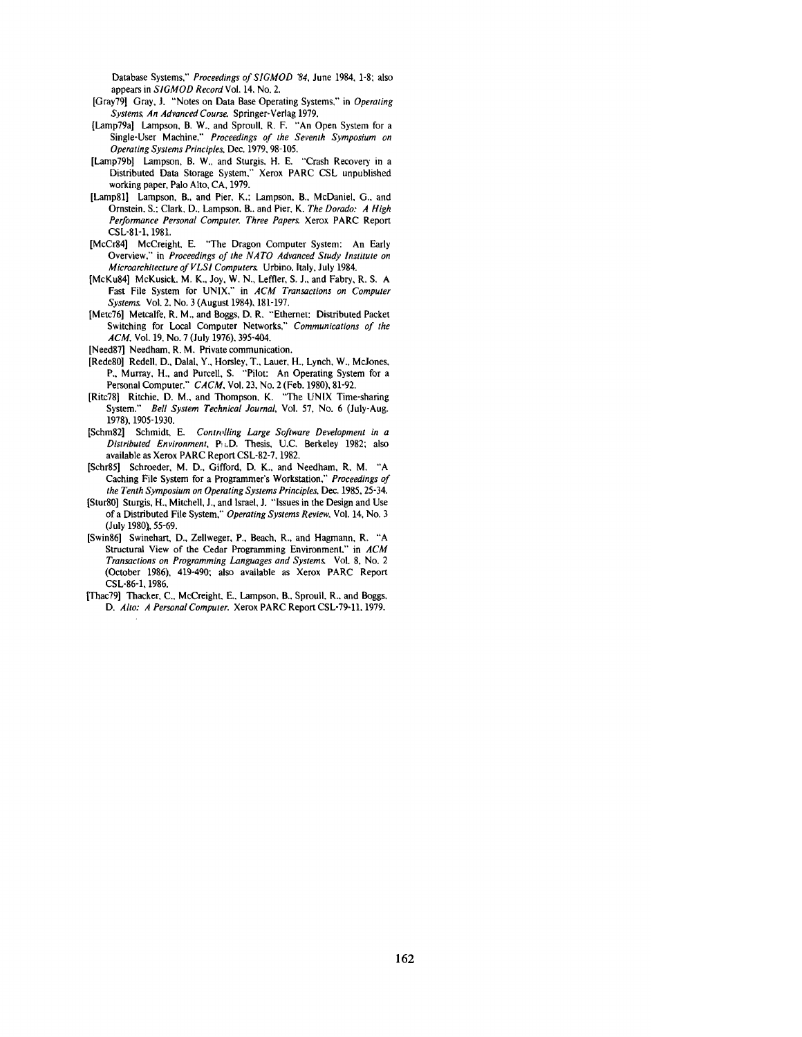Database Systems," *Proceedings of SIGMOD '84*, June 1984, 1-8; also appears in *SIGMOD Record* Vol. 14, No. 2.

[Gray79] Gray, J. "Notes on Data Base Operating Systems," in *Operating Systems An Advanced Course*. Springer-Verlag 1979.

[Lamp79a] Lampson, B. W., and Sproull, R. F. "An Open System for a Single-User Machine," *Proceedings of the Seventh Symposium on Operating Systems Principles*. Dec. 1979, 98-105.

[Lamp79b] Lampson, B. W., and Sturgis, H. E. "Crash Recovery in a Distributed Data Storage System," Xerox PARC CSL unpublished working paper, Palo Alto, CA, 1979.

[Lamp81] Lampson, B., and Pier, K.; Lampson, B., McDaniel, G., and Ornstein, S.; Clark, D., Lampson, B., and Pier, K. *The Dorado: A High Performance Personal Computer. Three Papers*. Xerox PARC Report CSL-81-1, 1981.

[McCr84] McCreight, E. "The Dragon Computer System: An Early Overview," in *Proceedings of the NATO Advanced Study Institute on Microarchitecture of VLSI Computers*. Urbino, Italy, July 1984.

[McKu84] McKusick, M. K., Joy, W. N., Leffler, S. J., and Fabry, R. S. A Fast File System for UNIX," in *ACM Transactions on Computer Systems*. Vol. 2, No. 3 (August 1984), 181-197.

[Metc76] Metcalfe, R. M., and Boggs, D. R. "Ethernet: Distributed Packet Switching for Local Computer Networks," *Communications of the ACM*, Vol. 19, No. 7 (July 1976), 395-404.

[Need87] Needham, R. M. Private communication.

[Rede80] Redell, D., Dalal, Y., Horsley, T., Lauer, H., Lynch, W., McJones, P., Murray, H., and Purcell, S. "Pilot: An Operating System for a Personal Computer," *CACM*, Vol. 23, No. 2 (Feb. 1980), 81-92.

[Ritc78] Ritchie, D. M., and Thompson, K. "The UNIX Time-sharing System." *Bell System Technical Journal*, Vol. 57, No. 6 (July-Aug. 1978), 1905-1930.

[Schm82] Schmidt, E. *Controlling Large Software Development in a Distributed Environment*, Ph.D. Thesis, U.C. Berkeley 1982; also available as Xerox PARC Report CSL-82-7, 1982.

[Schr85] Schroeder, M. D., Gifford, D. K., and Needham, R. M. "A Caching File System for a Programmer's Workstation," *Proceedings of the Tenth Symposium on Operating Systems Principles*, Dec. 1985, 25-34.

[Stur80] Sturgis, H., Mitchell, J., and Israel, J. "Issues in the Design and Use of a Distributed File System," *Operating Systems Review*, Vol. 14, No. 3 (July 1980), 55-69.

[Swin86] Swinehart, D., Zellweger, P., Beach, R., and Hagmann, R. "A Structural View of the Cedar Programming Environment," in *ACM Transactions on Programming Languages and Systems*. Vol. 8, No. 2 (October 1986), 419-490; also available as Xerox PARC Report CSL-86-1, 1986.

[Thac79] Thacker, C., McCreight, E., Lampson, B., Sproull, R., and Boggs, D. *Alto: A Personal Computer*. Xerox PARC Report CSL-79-11, 1979.